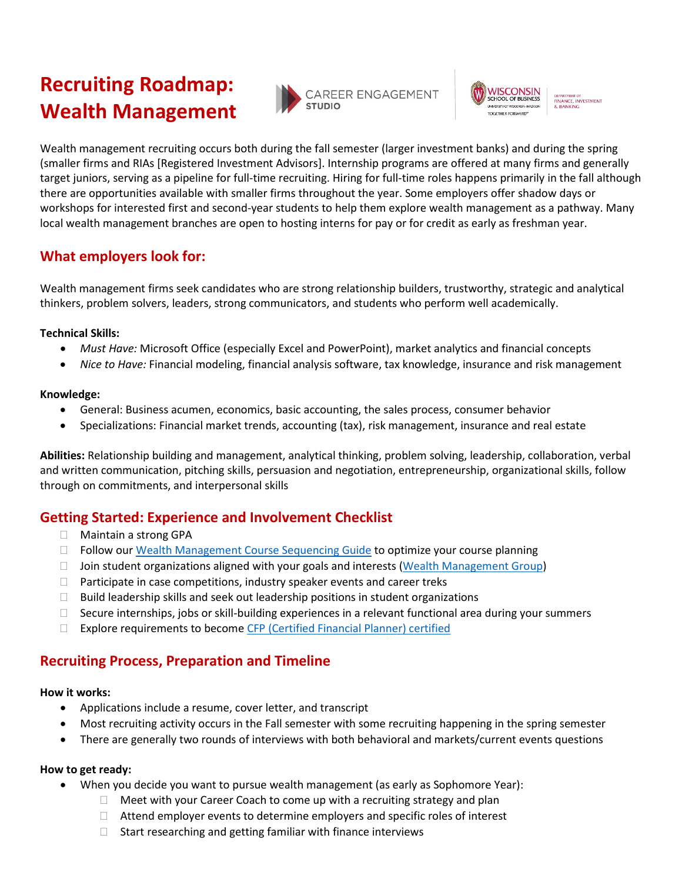# Recruiting Roadmap: Wealth Management

Wealth management recruiting occurs both during the fall semester (larger investment banks) and during the spring (smaller firms and RIAs [Registered Investment Advisors]. Internship programs are offered at many firms and generally target juniors, serving as a pipeline for full-time recruiting. Hiring for full-time roles happens primarily in the fall although there are opportunities available with smaller firms throughout the year. Some employers offer shadow days or workshops for interested first and second-year students to help them explore wealth management as a pathway. Many local wealth management branches are open to hosting interns for pay or for credit as early as freshman year.

## What employers look for:

Wealth management firms seek candidates who are strong relationship builders, trustworthy, strategic and analytical thinkers, problem solvers, leaders, strong communicators, and students who perform well academically.

**Technical Skills:**

- *Must Have:* Microsoft Office (especially Excel and PowerPoint), market analytics and financial concepts
- *Nice to Have:* Financial modeling, financial analysis software, tax knowledge, insurance and risk management

**Knowledge:**

- General: Business acumen, economics, basic accounting, the sales process, consumer behavior
- Specializations: Financial market trends, accounting (tax), risk management, insurance and real estate

**Abilities:** Relationship building and management, analytical thinking, problem solving, leadership, collaboration, verbal and written communication, pitching skills, persuasion and negotiation, entrepreneurship, organizational skills, follow through on commitments, and interpersonal skills

## Getting Started: Experience and Involvement Checklist

- [ ] Maintain a strong GPA
- [ ] Follow our Wealth Management Course Sequencing Guide to optimize your course planning
- [ ] Join student organizations aligned with your goals and interests (Wealth Management Group)
- [ ] Participate in case competitions, industry speaker events and career treks
- [ ] Build leadership skills and seek out leadership positions in student organizations
- [ ] Secure internships, jobs or skill-building experiences in a relevant functional area during your summers
- [ ] Explore requirements to become CFP (Certified Financial Planner) certified

## Recruiting Process, Preparation and Timeline

**How it works:**

- Applications include a resume, cover letter, and transcript
- Most recruiting activity occurs in the Fall semester with some recruiting happening in the spring semester
- There are generally two rounds of interviews with both behavioral and markets/current events questions

**How to get ready:**

- When you decide you want to pursue wealth management (as early as Sophomore Year):
  - [ ] Meet with your Career Coach to come up with a recruiting strategy and plan
  - [ ] Attend employer events to determine employers and specific roles of interest
  - [ ] Start researching and getting familiar with finance interviews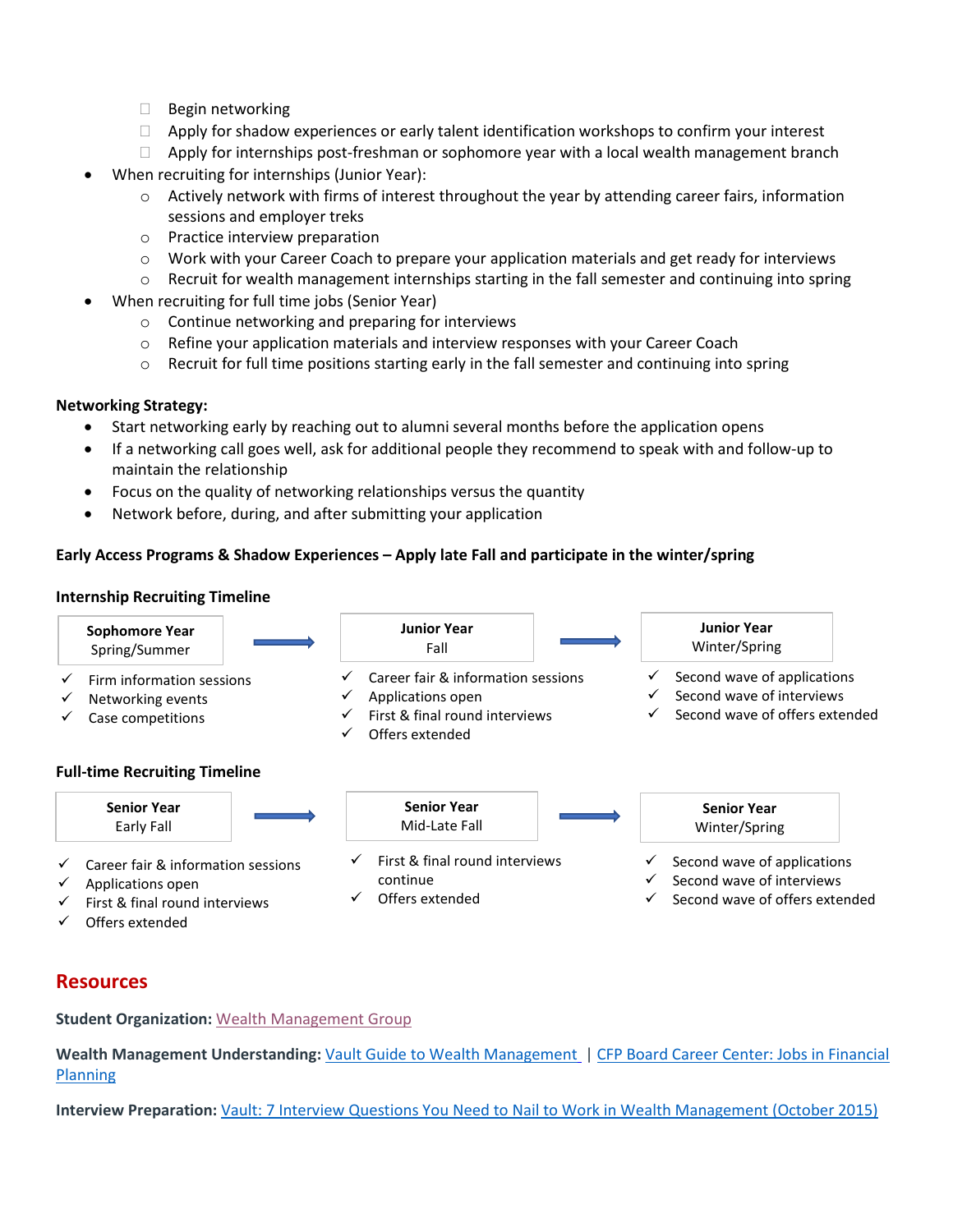- Begin networking
  - Apply for shadow experiences or early talent identification workshops to confirm your interest
  - Apply for internships post-freshman or sophomore year with a local wealth management branch
- When recruiting for internships (Junior Year):
  - Actively network with firms of interest throughout the year by attending career fairs, information sessions and employer treks
  - Practice interview preparation
  - Work with your Career Coach to prepare your application materials and get ready for interviews
  - Recruit for wealth management internships starting in the fall semester and continuing into spring
- When recruiting for full time jobs (Senior Year)
  - Continue networking and preparing for interviews
  - Refine your application materials and interview responses with your Career Coach
  - Recruit for full time positions starting early in the fall semester and continuing into spring

**Networking Strategy:**

- Start networking early by reaching out to alumni several months before the application opens
- If a networking call goes well, ask for additional people they recommend to speak with and follow-up to maintain the relationship
- Focus on the quality of networking relationships versus the quantity
- Network before, during, and after submitting your application

**Early Access Programs & Shadow Experiences – Apply late Fall and participate in the winter/spring**

**Internship Recruiting Timeline**

**Sophomore Year** Spring/Summer →

- ✓ Firm information sessions
- ✓ Networking events
- ✓ Case competitions

**Junior Year** Fall →

- ✓ Career fair & information sessions
- ✓ Applications open
- ✓ First & final round interviews
- ✓ Offers extended

**Junior Year** Winter/Spring

- ✓ Second wave of applications
- ✓ Second wave of interviews
- ✓ Second wave of offers extended

**Full-time Recruiting Timeline**

**Senior Year** Early Fall →

- ✓ Career fair & information sessions
- ✓ Applications open
- ✓ First & final round interviews
- ✓ Offers extended

**Senior Year** Mid-Late Fall →

- ✓ First & final round interviews continue
- ✓ Offers extended

**Senior Year** Winter/Spring

- ✓ Second wave of applications
- ✓ Second wave of interviews
- ✓ Second wave of offers extended

## Resources

**Student Organization:** Wealth Management Group

**Wealth Management Understanding:** Vault Guide to Wealth Management | CFP Board Career Center: Jobs in Financial Planning

**Interview Preparation:** Vault: 7 Interview Questions You Need to Nail to Work in Wealth Management (October 2015)